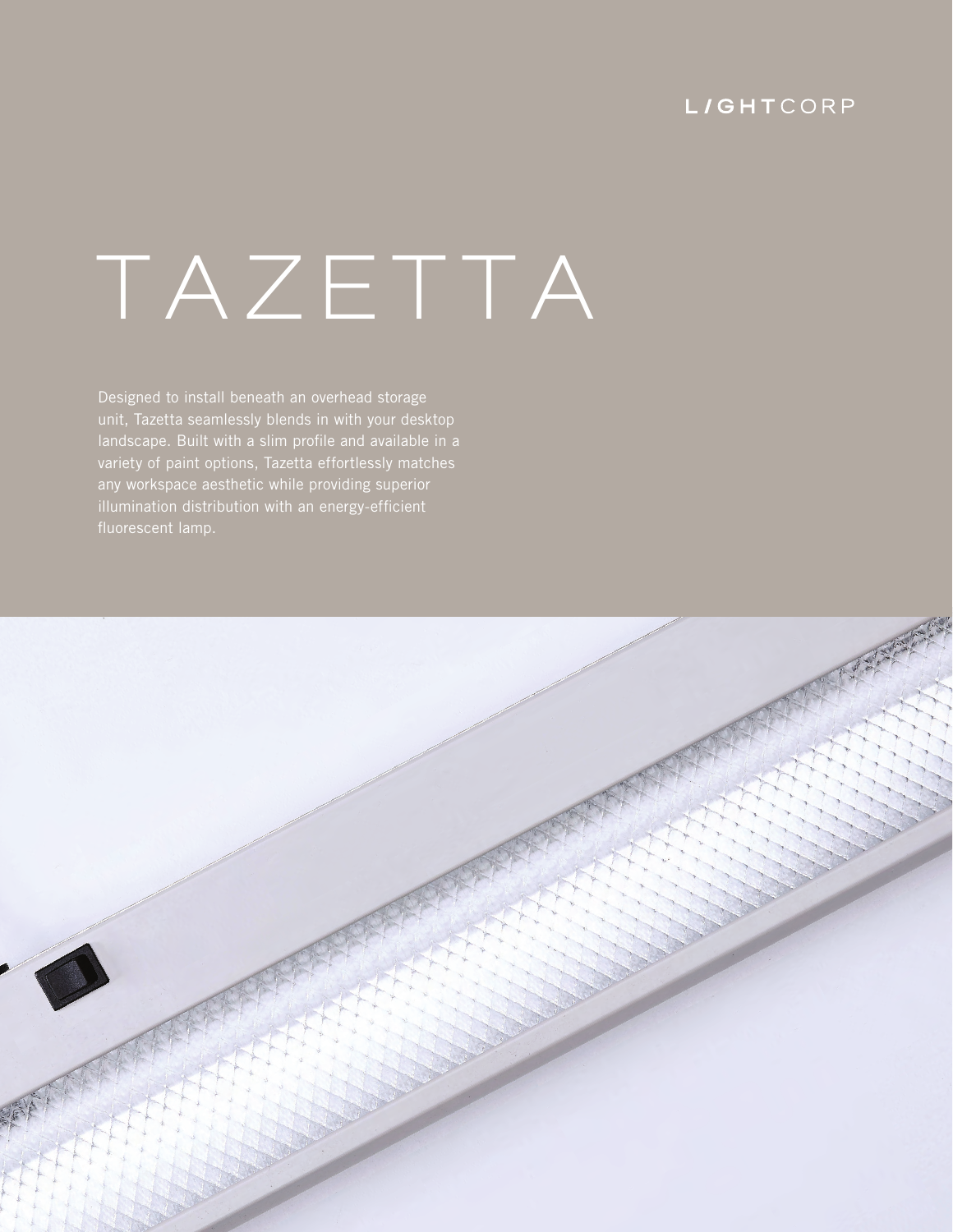LIGHTCORP

# TAZETTA

Designed to install beneath an overhead storage unit, Tazetta seamlessly blends in with your desktop landscape. Built with a slim profile and available in a variety of paint options, Tazetta effortlessly matches any workspace aesthetic while providing superior illumination distribution with an energy-efficient fluorescent lamp.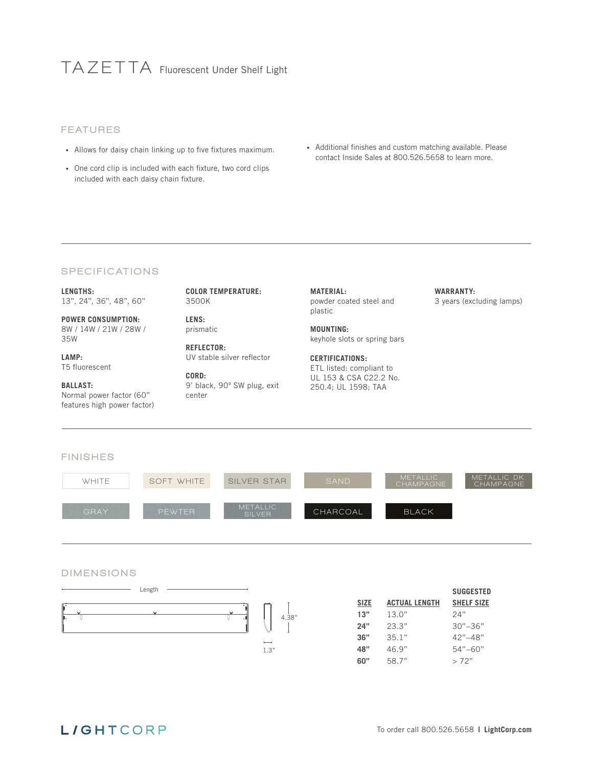# TAZETTA Fluorescent Under Shelf Light

## FEATURES

- Allows for daisy chain linking up to five fixtures maximum.
- One cord clip is included with each fixture, two cord clips included with each daisy chain fixture.
- Additional finishes and custom matching available. Please contact Inside Sales at 800.526.5658 to learn more.

## SPECIFICATIONS

**LENGTHS:**
13", 24", 36", 48", 60"

**POWER CONSUMPTION:**
8W / 14W / 21W / 28W / 35W

**LAMP:**
T5 fluorescent

**BALLAST:**
Normal power factor (60" features high power factor)

**COLOR TEMPERATURE:**
3500K

**LENS:**
prismatic

**REFLECTOR:**
UV stable silver reflector

**CORD:**
9' black, 90° SW plug, exit center

**MATERIAL:**
powder coated steel and plastic

**MOUNTING:**
keyhole slots or spring bars

**CERTIFICATIONS:**
ETL listed: compliant to UL 153 & CSA C22.2 No. 250.4; UL 1598; TAA

**WARRANTY:**
3 years (excluding lamps)

## FINISHES

WHITE, SOFT WHITE, SILVER STAR, SAND, METALLIC CHAMPAGNE, METALLIC DK. CHAMPAGNE, GRAY, PEWTER, METALLIC SILVER, CHARCOAL, BLACK

## DIMENSIONS

Length

4.38"

1.3"

| SIZE | ACTUAL LENGTH | SUGGESTED SHELF SIZE |
|---|---|---|
| **13"** | 13.0" | 24" |
| **24"** | 23.3" | 30"–36" |
| **36"** | 35.1" | 42"–48" |
| **48"** | 46.9" | 54"–60" |
| **60"** | 58.7" | > 72" |

LIGHTCORP

To order call 800.526.5658 | **LightCorp.com**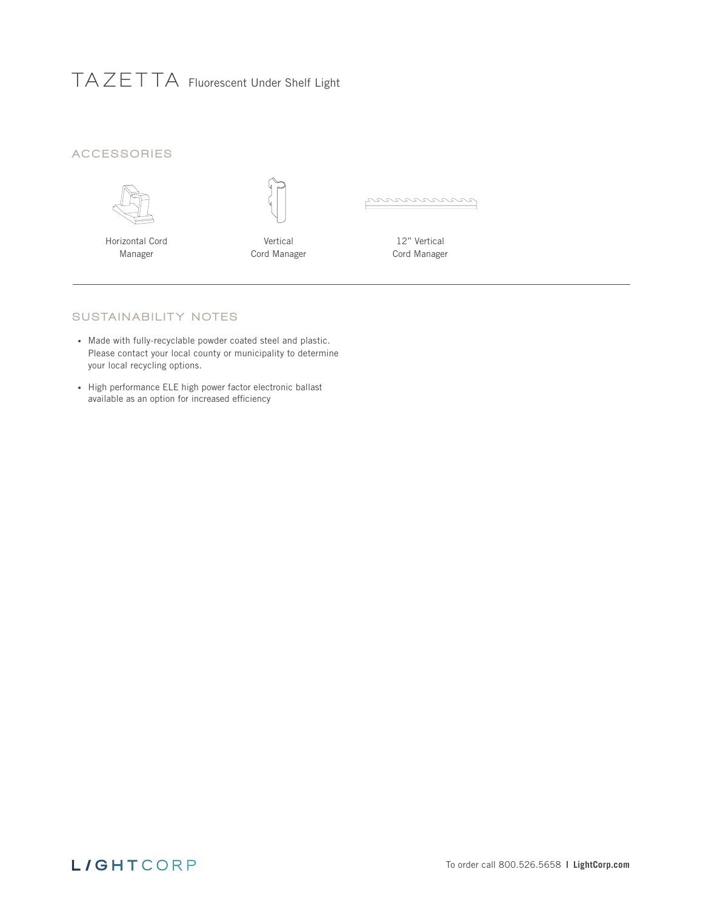# TAZETTA Fluorescent Under Shelf Light

## ACCESSORIES

Horizontal Cord Manager

Vertical Cord Manager

12" Vertical Cord Manager

## SUSTAINABILITY NOTES

- Made with fully-recyclable powder coated steel and plastic. Please contact your local county or municipality to determine your local recycling options.
- High performance ELE high power factor electronic ballast available as an option for increased efficiency

LIGHTCORP

To order call 800.526.5658 | **LightCorp.com**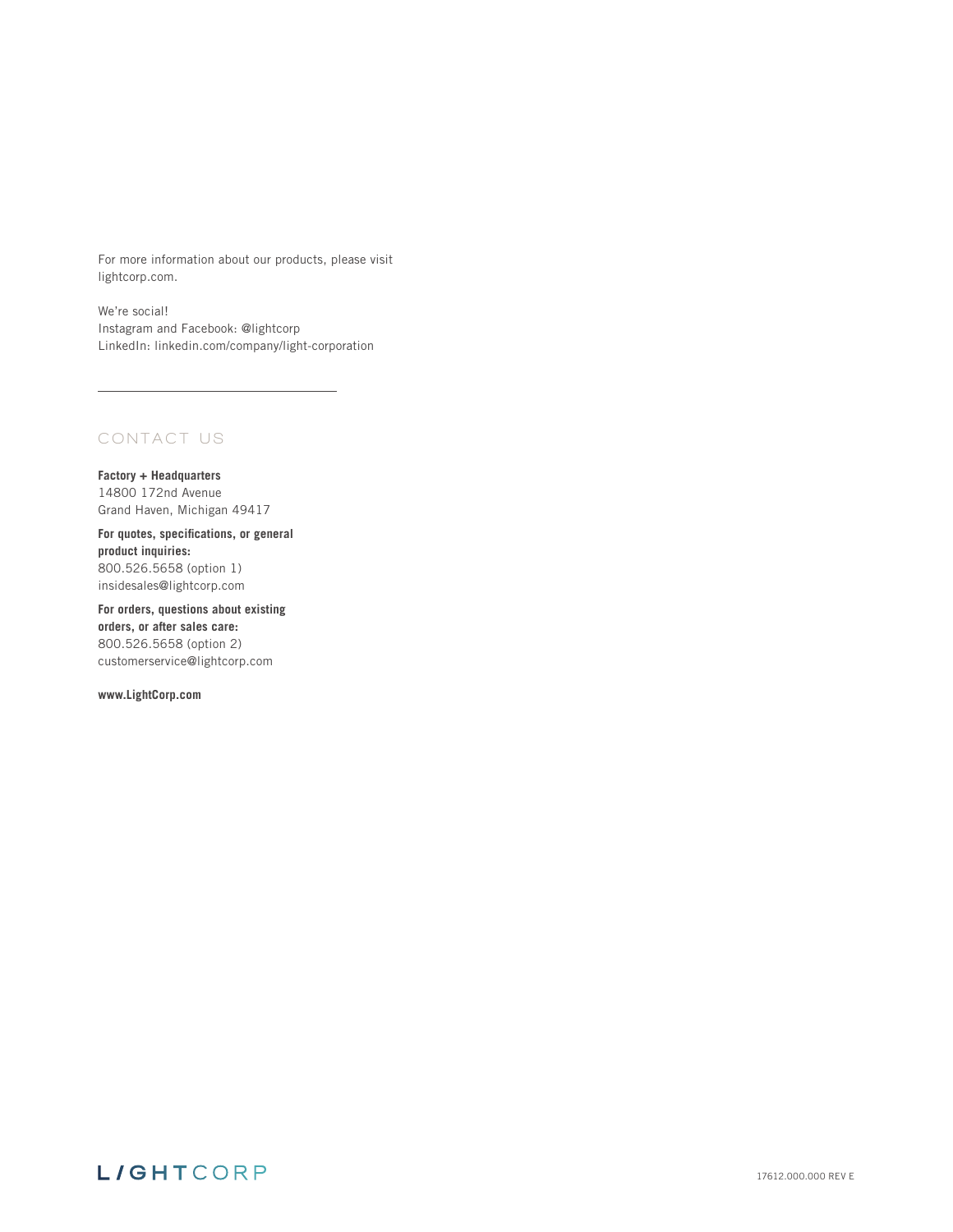For more information about our products, please visit lightcorp.com.

We're social!
Instagram and Facebook: @lightcorp
LinkedIn: linkedin.com/company/light-corporation

---

## CONTACT US

**Factory + Headquarters**
14800 172nd Avenue
Grand Haven, Michigan 49417

**For quotes, specifications, or general product inquiries:**
800.526.5658 (option 1)
insidesales@lightcorp.com

**For orders, questions about existing orders, or after sales care:**
800.526.5658 (option 2)
customerservice@lightcorp.com

**www.LightCorp.com**

LIGHTCORP

17612.000.000 REV E